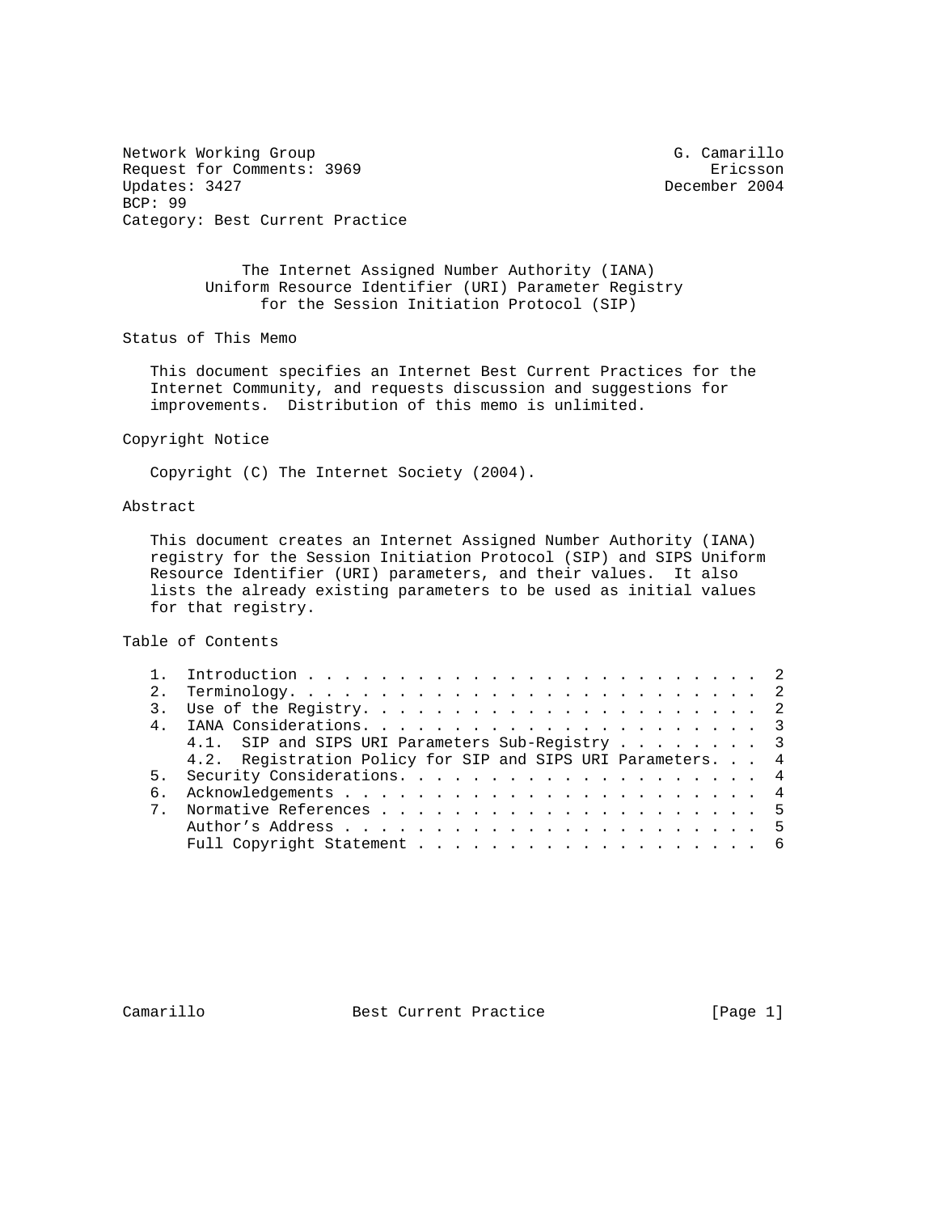Network Working Group G. Camarillo
Request for Comments: 3969 Ericsson
Updates: 3427 December 2004
BCP: 99
Category: Best Current Practice

# The Internet Assigned Number Authority (IANA) Uniform Resource Identifier (URI) Parameter Registry for the Session Initiation Protocol (SIP)

## Status of This Memo

This document specifies an Internet Best Current Practices for the Internet Community, and requests discussion and suggestions for improvements. Distribution of this memo is unlimited.

## Copyright Notice

Copyright (C) The Internet Society (2004).

## Abstract

This document creates an Internet Assigned Number Authority (IANA) registry for the Session Initiation Protocol (SIP) and SIPS Uniform Resource Identifier (URI) parameters, and their values. It also lists the already existing parameters to be used as initial values for that registry.

## Table of Contents

```
1.  Introduction . . . . . . . . . . . . . . . . . . . . . . . . .  2
2.  Terminology. . . . . . . . . . . . . . . . . . . . . . . . . .  2
3.  Use of the Registry. . . . . . . . . . . . . . . . . . . . . .  2
4.  IANA Considerations. . . . . . . . . . . . . . . . . . . . . .  3
    4.1.  SIP and SIPS URI Parameters Sub-Registry . . . . . . . .  3
    4.2.  Registration Policy for SIP and SIPS URI Parameters. . .  4
5.  Security Considerations. . . . . . . . . . . . . . . . . . . .  4
6.  Acknowledgements . . . . . . . . . . . . . . . . . . . . . . .  4
7.  Normative References . . . . . . . . . . . . . . . . . . . . .  5
    Author's Address . . . . . . . . . . . . . . . . . . . . . . .  5
    Full Copyright Statement . . . . . . . . . . . . . . . . . . .  6
```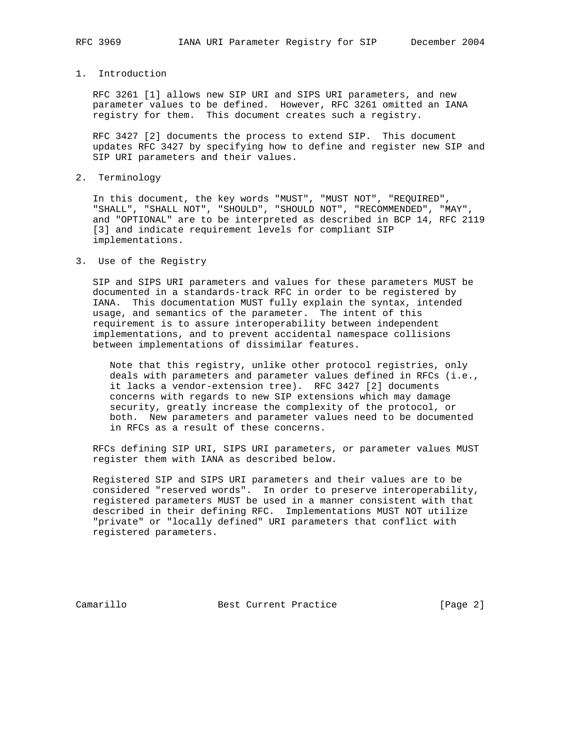## 1. Introduction

RFC 3261 [1] allows new SIP URI and SIPS URI parameters, and new parameter values to be defined. However, RFC 3261 omitted an IANA registry for them. This document creates such a registry.

RFC 3427 [2] documents the process to extend SIP. This document updates RFC 3427 by specifying how to define and register new SIP and SIP URI parameters and their values.

## 2. Terminology

In this document, the key words "MUST", "MUST NOT", "REQUIRED", "SHALL", "SHALL NOT", "SHOULD", "SHOULD NOT", "RECOMMENDED", "MAY", and "OPTIONAL" are to be interpreted as described in BCP 14, RFC 2119 [3] and indicate requirement levels for compliant SIP implementations.

## 3. Use of the Registry

SIP and SIPS URI parameters and values for these parameters MUST be documented in a standards-track RFC in order to be registered by IANA. This documentation MUST fully explain the syntax, intended usage, and semantics of the parameter. The intent of this requirement is to assure interoperability between independent implementations, and to prevent accidental namespace collisions between implementations of dissimilar features.

> Note that this registry, unlike other protocol registries, only deals with parameters and parameter values defined in RFCs (i.e., it lacks a vendor-extension tree). RFC 3427 [2] documents concerns with regards to new SIP extensions which may damage security, greatly increase the complexity of the protocol, or both. New parameters and parameter values need to be documented in RFCs as a result of these concerns.

RFCs defining SIP URI, SIPS URI parameters, or parameter values MUST register them with IANA as described below.

Registered SIP and SIPS URI parameters and their values are to be considered "reserved words". In order to preserve interoperability, registered parameters MUST be used in a manner consistent with that described in their defining RFC. Implementations MUST NOT utilize "private" or "locally defined" URI parameters that conflict with registered parameters.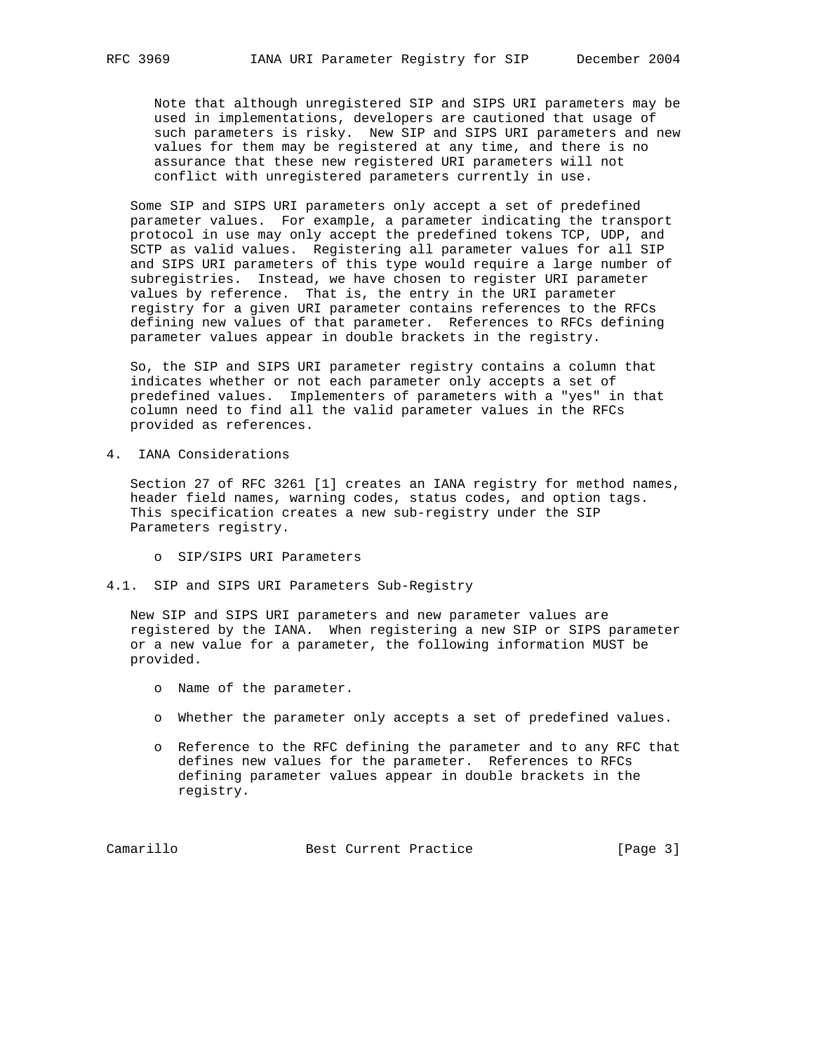Note that although unregistered SIP and SIPS URI parameters may be used in implementations, developers are cautioned that usage of such parameters is risky. New SIP and SIPS URI parameters and new values for them may be registered at any time, and there is no assurance that these new registered URI parameters will not conflict with unregistered parameters currently in use.

Some SIP and SIPS URI parameters only accept a set of predefined parameter values. For example, a parameter indicating the transport protocol in use may only accept the predefined tokens TCP, UDP, and SCTP as valid values. Registering all parameter values for all SIP and SIPS URI parameters of this type would require a large number of subregistries. Instead, we have chosen to register URI parameter values by reference. That is, the entry in the URI parameter registry for a given URI parameter contains references to the RFCs defining new values of that parameter. References to RFCs defining parameter values appear in double brackets in the registry.

So, the SIP and SIPS URI parameter registry contains a column that indicates whether or not each parameter only accepts a set of predefined values. Implementers of parameters with a "yes" in that column need to find all the valid parameter values in the RFCs provided as references.

## 4. IANA Considerations

Section 27 of RFC 3261 [1] creates an IANA registry for method names, header field names, warning codes, status codes, and option tags. This specification creates a new sub-registry under the SIP Parameters registry.

- SIP/SIPS URI Parameters

### 4.1. SIP and SIPS URI Parameters Sub-Registry

New SIP and SIPS URI parameters and new parameter values are registered by the IANA. When registering a new SIP or SIPS parameter or a new value for a parameter, the following information MUST be provided.

- Name of the parameter.

- Whether the parameter only accepts a set of predefined values.

- Reference to the RFC defining the parameter and to any RFC that defines new values for the parameter. References to RFCs defining parameter values appear in double brackets in the registry.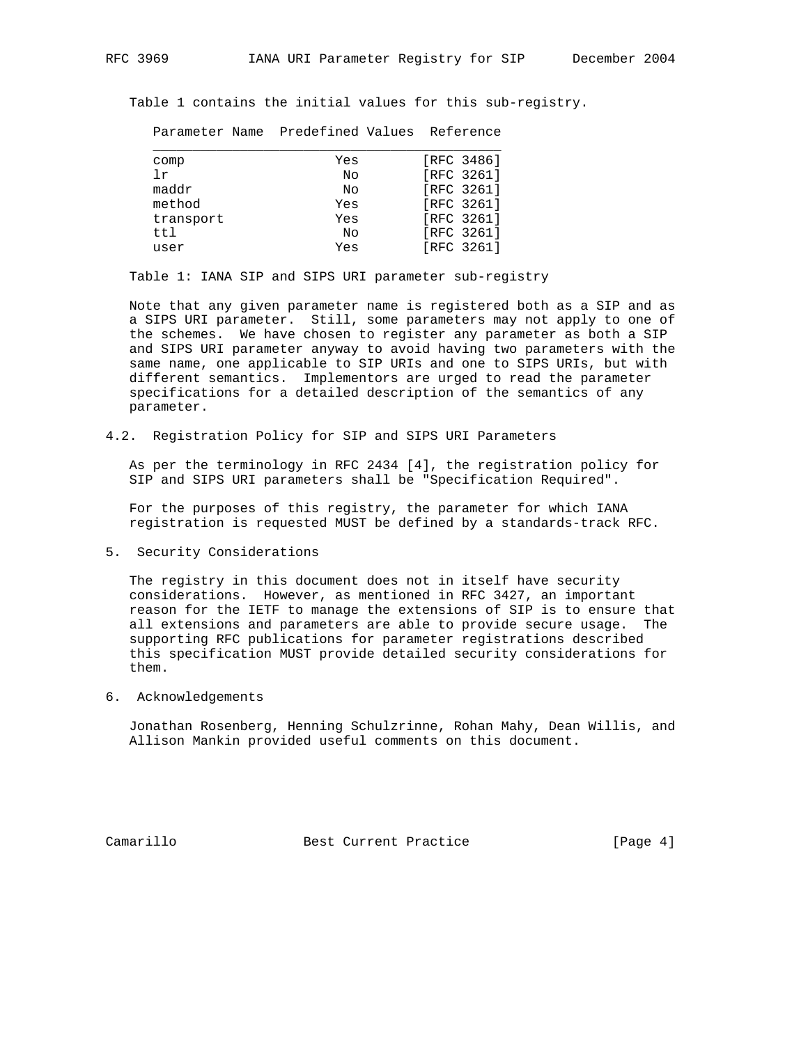Table 1 contains the initial values for this sub-registry.

| Parameter Name | Predefined Values | Reference |
|---|---|---|
| comp | Yes | [RFC 3486] |
| lr | No | [RFC 3261] |
| maddr | No | [RFC 3261] |
| method | Yes | [RFC 3261] |
| transport | Yes | [RFC 3261] |
| ttl | No | [RFC 3261] |
| user | Yes | [RFC 3261] |

Table 1: IANA SIP and SIPS URI parameter sub-registry

Note that any given parameter name is registered both as a SIP and as a SIPS URI parameter. Still, some parameters may not apply to one of the schemes. We have chosen to register any parameter as both a SIP and SIPS URI parameter anyway to avoid having two parameters with the same name, one applicable to SIP URIs and one to SIPS URIs, but with different semantics. Implementors are urged to read the parameter specifications for a detailed description of the semantics of any parameter.

### 4.2. Registration Policy for SIP and SIPS URI Parameters

As per the terminology in RFC 2434 [4], the registration policy for SIP and SIPS URI parameters shall be "Specification Required".

For the purposes of this registry, the parameter for which IANA registration is requested MUST be defined by a standards-track RFC.

## 5. Security Considerations

The registry in this document does not in itself have security considerations. However, as mentioned in RFC 3427, an important reason for the IETF to manage the extensions of SIP is to ensure that all extensions and parameters are able to provide secure usage. The supporting RFC publications for parameter registrations described this specification MUST provide detailed security considerations for them.

## 6. Acknowledgements

Jonathan Rosenberg, Henning Schulzrinne, Rohan Mahy, Dean Willis, and Allison Mankin provided useful comments on this document.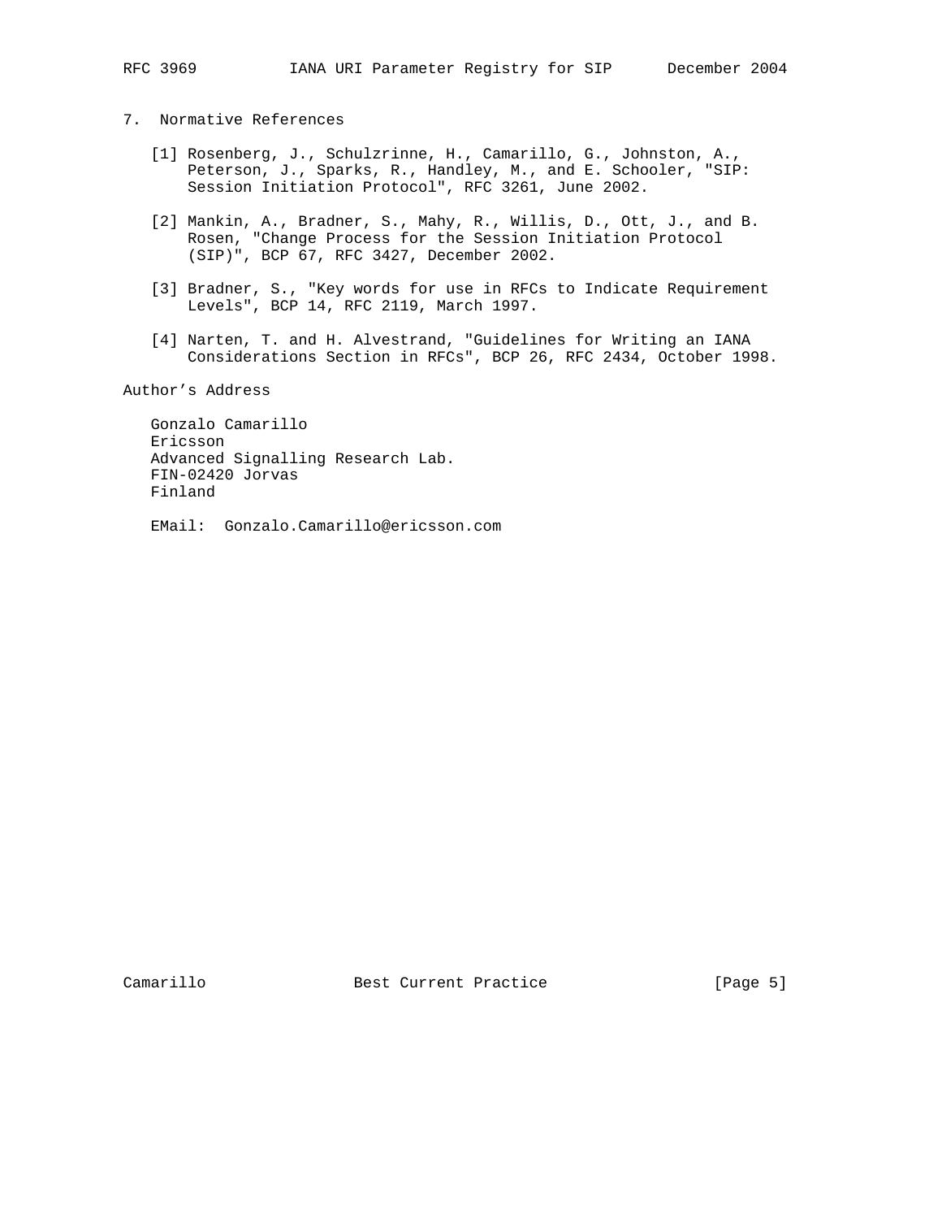## 7. Normative References

[1] Rosenberg, J., Schulzrinne, H., Camarillo, G., Johnston, A., Peterson, J., Sparks, R., Handley, M., and E. Schooler, "SIP: Session Initiation Protocol", RFC 3261, June 2002.

[2] Mankin, A., Bradner, S., Mahy, R., Willis, D., Ott, J., and B. Rosen, "Change Process for the Session Initiation Protocol (SIP)", BCP 67, RFC 3427, December 2002.

[3] Bradner, S., "Key words for use in RFCs to Indicate Requirement Levels", BCP 14, RFC 2119, March 1997.

[4] Narten, T. and H. Alvestrand, "Guidelines for Writing an IANA Considerations Section in RFCs", BCP 26, RFC 2434, October 1998.

## Author's Address

Gonzalo Camarillo
Ericsson
Advanced Signalling Research Lab.
FIN-02420 Jorvas
Finland

EMail: Gonzalo.Camarillo@ericsson.com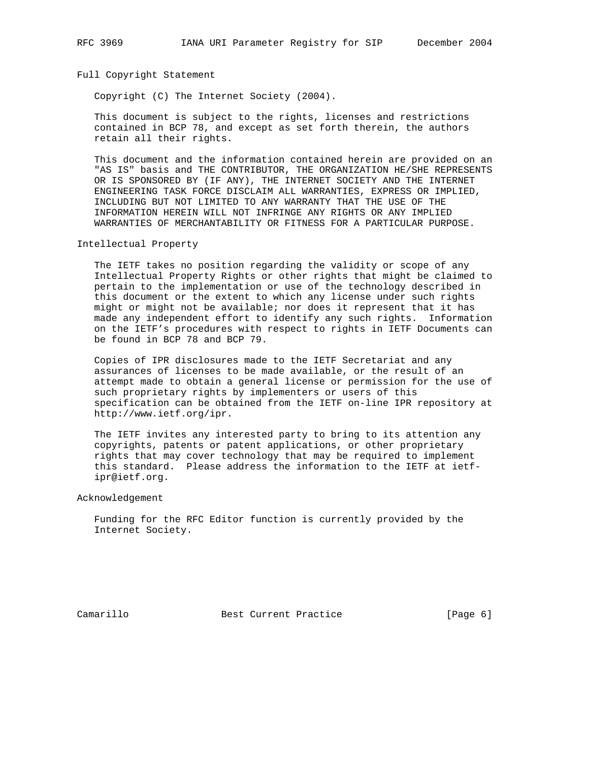## Full Copyright Statement

Copyright (C) The Internet Society (2004).

This document is subject to the rights, licenses and restrictions contained in BCP 78, and except as set forth therein, the authors retain all their rights.

This document and the information contained herein are provided on an "AS IS" basis and THE CONTRIBUTOR, THE ORGANIZATION HE/SHE REPRESENTS OR IS SPONSORED BY (IF ANY), THE INTERNET SOCIETY AND THE INTERNET ENGINEERING TASK FORCE DISCLAIM ALL WARRANTIES, EXPRESS OR IMPLIED, INCLUDING BUT NOT LIMITED TO ANY WARRANTY THAT THE USE OF THE INFORMATION HEREIN WILL NOT INFRINGE ANY RIGHTS OR ANY IMPLIED WARRANTIES OF MERCHANTABILITY OR FITNESS FOR A PARTICULAR PURPOSE.

## Intellectual Property

The IETF takes no position regarding the validity or scope of any Intellectual Property Rights or other rights that might be claimed to pertain to the implementation or use of the technology described in this document or the extent to which any license under such rights might or might not be available; nor does it represent that it has made any independent effort to identify any such rights. Information on the IETF's procedures with respect to rights in IETF Documents can be found in BCP 78 and BCP 79.

Copies of IPR disclosures made to the IETF Secretariat and any assurances of licenses to be made available, or the result of an attempt made to obtain a general license or permission for the use of such proprietary rights by implementers or users of this specification can be obtained from the IETF on-line IPR repository at http://www.ietf.org/ipr.

The IETF invites any interested party to bring to its attention any copyrights, patents or patent applications, or other proprietary rights that may cover technology that may be required to implement this standard. Please address the information to the IETF at ietf-ipr@ietf.org.

## Acknowledgement

Funding for the RFC Editor function is currently provided by the Internet Society.